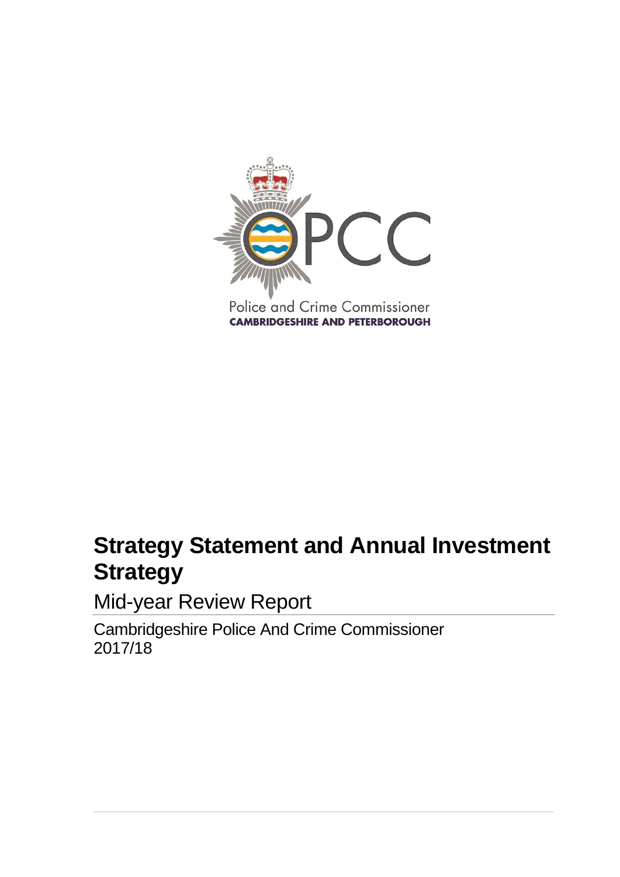Police and Crime Commissioner
CAMBRIDGESHIRE AND PETERBOROUGH

# Strategy Statement and Annual Investment Strategy

## Mid-year Review Report

Cambridgeshire Police And Crime Commissioner
2017/18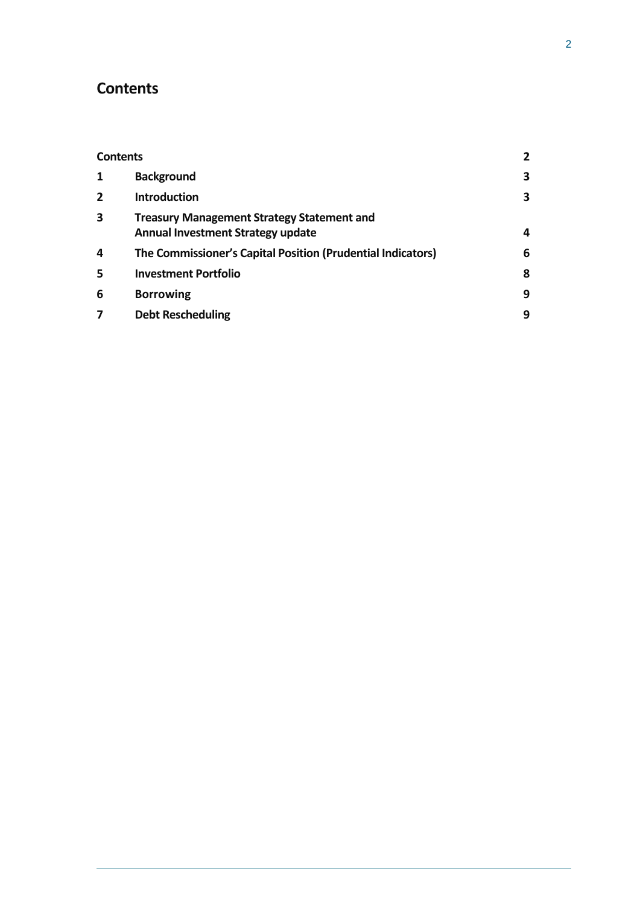## Contents

| | | |
|---|---|---|
| **Contents** | | **2** |
| **1** | **Background** | **3** |
| **2** | **Introduction** | **3** |
| **3** | **Treasury Management Strategy Statement and Annual Investment Strategy update** | **4** |
| **4** | **The Commissioner's Capital Position (Prudential Indicators)** | **6** |
| **5** | **Investment Portfolio** | **8** |
| **6** | **Borrowing** | **9** |
| **7** | **Debt Rescheduling** | **9** |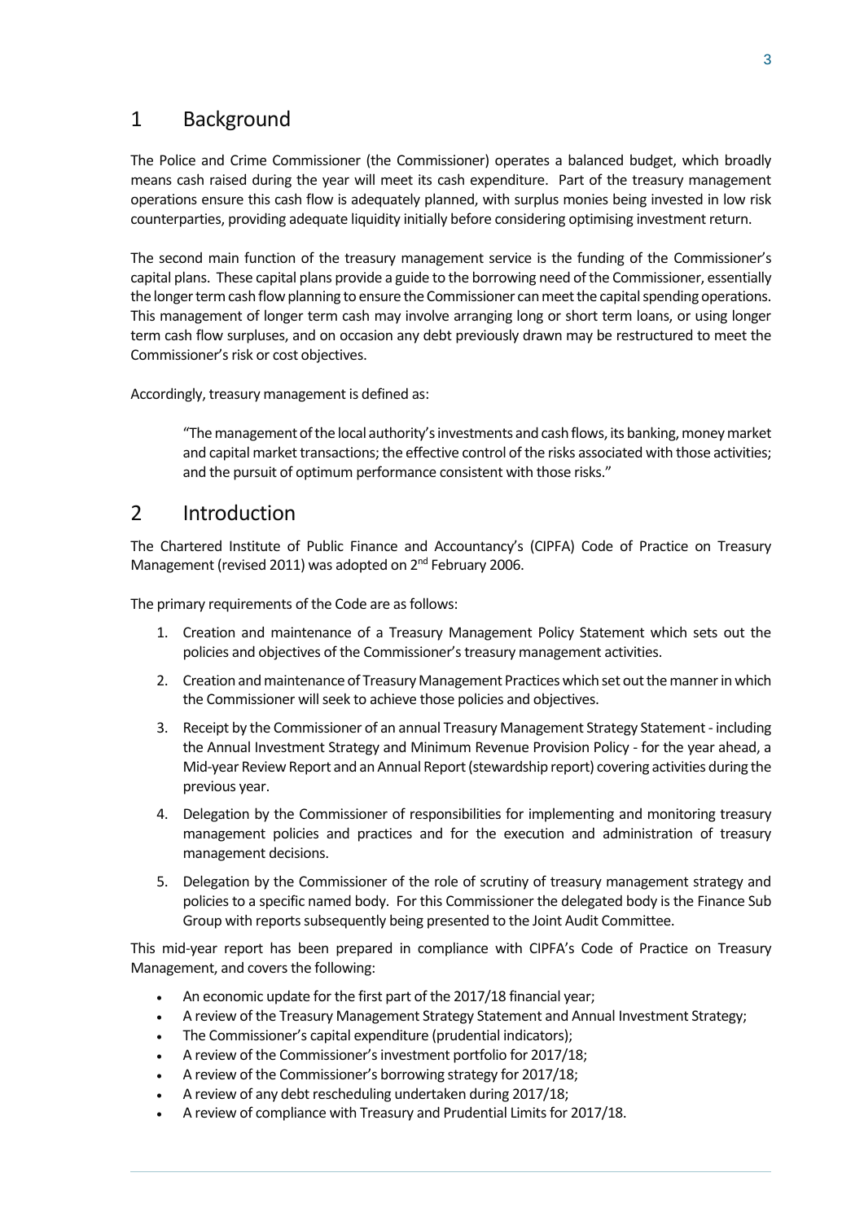## 1 Background

The Police and Crime Commissioner (the Commissioner) operates a balanced budget, which broadly means cash raised during the year will meet its cash expenditure. Part of the treasury management operations ensure this cash flow is adequately planned, with surplus monies being invested in low risk counterparties, providing adequate liquidity initially before considering optimising investment return.

The second main function of the treasury management service is the funding of the Commissioner's capital plans. These capital plans provide a guide to the borrowing need of the Commissioner, essentially the longer term cash flow planning to ensure the Commissioner can meet the capital spending operations. This management of longer term cash may involve arranging long or short term loans, or using longer term cash flow surpluses, and on occasion any debt previously drawn may be restructured to meet the Commissioner's risk or cost objectives.

Accordingly, treasury management is defined as:

> "The management of the local authority's investments and cash flows, its banking, money market and capital market transactions; the effective control of the risks associated with those activities; and the pursuit of optimum performance consistent with those risks."

## 2 Introduction

The Chartered Institute of Public Finance and Accountancy's (CIPFA) Code of Practice on Treasury Management (revised 2011) was adopted on 2nd February 2006.

The primary requirements of the Code are as follows:

1. Creation and maintenance of a Treasury Management Policy Statement which sets out the policies and objectives of the Commissioner's treasury management activities.
2. Creation and maintenance of Treasury Management Practices which set out the manner in which the Commissioner will seek to achieve those policies and objectives.
3. Receipt by the Commissioner of an annual Treasury Management Strategy Statement - including the Annual Investment Strategy and Minimum Revenue Provision Policy - for the year ahead, a Mid-year Review Report and an Annual Report (stewardship report) covering activities during the previous year.
4. Delegation by the Commissioner of responsibilities for implementing and monitoring treasury management policies and practices and for the execution and administration of treasury management decisions.
5. Delegation by the Commissioner of the role of scrutiny of treasury management strategy and policies to a specific named body. For this Commissioner the delegated body is the Finance Sub Group with reports subsequently being presented to the Joint Audit Committee.

This mid-year report has been prepared in compliance with CIPFA's Code of Practice on Treasury Management, and covers the following:

- An economic update for the first part of the 2017/18 financial year;
- A review of the Treasury Management Strategy Statement and Annual Investment Strategy;
- The Commissioner's capital expenditure (prudential indicators);
- A review of the Commissioner's investment portfolio for 2017/18;
- A review of the Commissioner's borrowing strategy for 2017/18;
- A review of any debt rescheduling undertaken during 2017/18;
- A review of compliance with Treasury and Prudential Limits for 2017/18.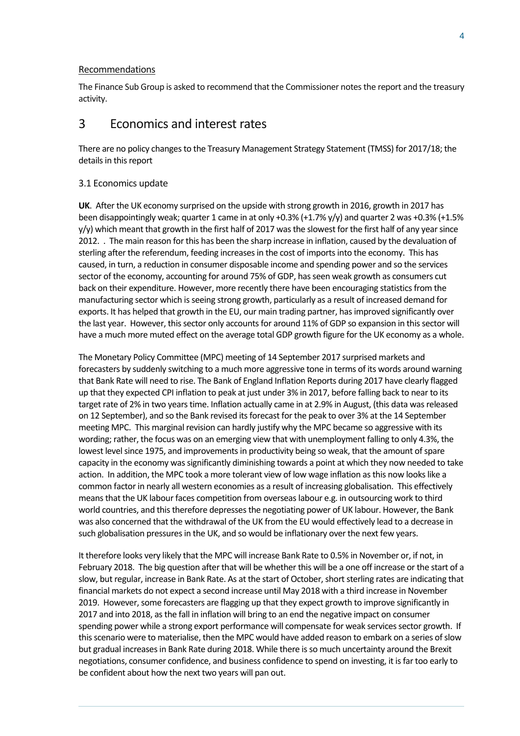Recommendations

The Finance Sub Group is asked to recommend that the Commissioner notes the report and the treasury activity.

# 3 Economics and interest rates

There are no policy changes to the Treasury Management Strategy Statement (TMSS) for 2017/18; the details in this report

## 3.1 Economics update

**UK**. After the UK economy surprised on the upside with strong growth in 2016, growth in 2017 has been disappointingly weak; quarter 1 came in at only +0.3% (+1.7% y/y) and quarter 2 was +0.3% (+1.5% y/y) which meant that growth in the first half of 2017 was the slowest for the first half of any year since 2012. . The main reason for this has been the sharp increase in inflation, caused by the devaluation of sterling after the referendum, feeding increases in the cost of imports into the economy. This has caused, in turn, a reduction in consumer disposable income and spending power and so the services sector of the economy, accounting for around 75% of GDP, has seen weak growth as consumers cut back on their expenditure. However, more recently there have been encouraging statistics from the manufacturing sector which is seeing strong growth, particularly as a result of increased demand for exports. It has helped that growth in the EU, our main trading partner, has improved significantly over the last year. However, this sector only accounts for around 11% of GDP so expansion in this sector will have a much more muted effect on the average total GDP growth figure for the UK economy as a whole.

The Monetary Policy Committee (MPC) meeting of 14 September 2017 surprised markets and forecasters by suddenly switching to a much more aggressive tone in terms of its words around warning that Bank Rate will need to rise. The Bank of England Inflation Reports during 2017 have clearly flagged up that they expected CPI inflation to peak at just under 3% in 2017, before falling back to near to its target rate of 2% in two years time. Inflation actually came in at 2.9% in August, (this data was released on 12 September), and so the Bank revised its forecast for the peak to over 3% at the 14 September meeting MPC. This marginal revision can hardly justify why the MPC became so aggressive with its wording; rather, the focus was on an emerging view that with unemployment falling to only 4.3%, the lowest level since 1975, and improvements in productivity being so weak, that the amount of spare capacity in the economy was significantly diminishing towards a point at which they now needed to take action. In addition, the MPC took a more tolerant view of low wage inflation as this now looks like a common factor in nearly all western economies as a result of increasing globalisation. This effectively means that the UK labour faces competition from overseas labour e.g. in outsourcing work to third world countries, and this therefore depresses the negotiating power of UK labour. However, the Bank was also concerned that the withdrawal of the UK from the EU would effectively lead to a decrease in such globalisation pressures in the UK, and so would be inflationary over the next few years.

It therefore looks very likely that the MPC will increase Bank Rate to 0.5% in November or, if not, in February 2018. The big question after that will be whether this will be a one off increase or the start of a slow, but regular, increase in Bank Rate. As at the start of October, short sterling rates are indicating that financial markets do not expect a second increase until May 2018 with a third increase in November 2019. However, some forecasters are flagging up that they expect growth to improve significantly in 2017 and into 2018, as the fall in inflation will bring to an end the negative impact on consumer spending power while a strong export performance will compensate for weak services sector growth. If this scenario were to materialise, then the MPC would have added reason to embark on a series of slow but gradual increases in Bank Rate during 2018. While there is so much uncertainty around the Brexit negotiations, consumer confidence, and business confidence to spend on investing, it is far too early to be confident about how the next two years will pan out.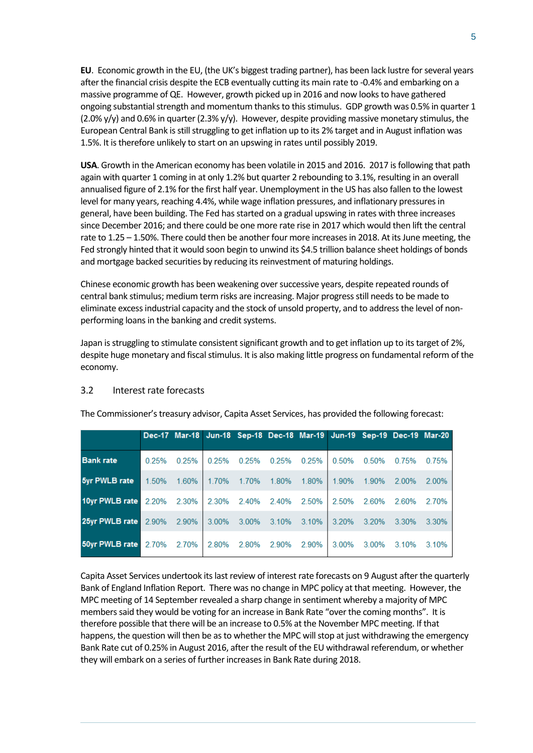**EU**. Economic growth in the EU, (the UK's biggest trading partner), has been lack lustre for several years after the financial crisis despite the ECB eventually cutting its main rate to -0.4% and embarking on a massive programme of QE. However, growth picked up in 2016 and now looks to have gathered ongoing substantial strength and momentum thanks to this stimulus. GDP growth was 0.5% in quarter 1 (2.0% y/y) and 0.6% in quarter (2.3% y/y). However, despite providing massive monetary stimulus, the European Central Bank is still struggling to get inflation up to its 2% target and in August inflation was 1.5%. It is therefore unlikely to start on an upswing in rates until possibly 2019.

**USA**. Growth in the American economy has been volatile in 2015 and 2016. 2017 is following that path again with quarter 1 coming in at only 1.2% but quarter 2 rebounding to 3.1%, resulting in an overall annualised figure of 2.1% for the first half year. Unemployment in the US has also fallen to the lowest level for many years, reaching 4.4%, while wage inflation pressures, and inflationary pressures in general, have been building. The Fed has started on a gradual upswing in rates with three increases since December 2016; and there could be one more rate rise in 2017 which would then lift the central rate to 1.25 – 1.50%. There could then be another four more increases in 2018. At its June meeting, the Fed strongly hinted that it would soon begin to unwind its $4.5 trillion balance sheet holdings of bonds and mortgage backed securities by reducing its reinvestment of maturing holdings.

Chinese economic growth has been weakening over successive years, despite repeated rounds of central bank stimulus; medium term risks are increasing. Major progress still needs to be made to eliminate excess industrial capacity and the stock of unsold property, and to address the level of non-performing loans in the banking and credit systems.

Japan is struggling to stimulate consistent significant growth and to get inflation up to its target of 2%, despite huge monetary and fiscal stimulus. It is also making little progress on fundamental reform of the economy.

## 3.2 Interest rate forecasts

The Commissioner's treasury advisor, Capita Asset Services, has provided the following forecast:

| | Dec-17 | Mar-18 | Jun-18 | Sep-18 | Dec-18 | Mar-19 | Jun-19 | Sep-19 | Dec-19 | Mar-20 |
|---|---|---|---|---|---|---|---|---|---|---|
| **Bank rate** | 0.25% | 0.25% | 0.25% | 0.25% | 0.25% | 0.25% | 0.50% | 0.50% | 0.75% | 0.75% |
| **5yr PWLB rate** | 1.50% | 1.60% | 1.70% | 1.70% | 1.80% | 1.80% | 1.90% | 1.90% | 2.00% | 2.00% |
| **10yr PWLB rate** | 2.20% | 2.30% | 2.30% | 2.40% | 2.40% | 2.50% | 2.50% | 2.60% | 2.60% | 2.70% |
| **25yr PWLB rate** | 2.90% | 2.90% | 3.00% | 3.00% | 3.10% | 3.10% | 3.20% | 3.20% | 3.30% | 3.30% |
| **50yr PWLB rate** | 2.70% | 2.70% | 2.80% | 2.80% | 2.90% | 2.90% | 3.00% | 3.00% | 3.10% | 3.10% |

Capita Asset Services undertook its last review of interest rate forecasts on 9 August after the quarterly Bank of England Inflation Report. There was no change in MPC policy at that meeting. However, the MPC meeting of 14 September revealed a sharp change in sentiment whereby a majority of MPC members said they would be voting for an increase in Bank Rate "over the coming months". It is therefore possible that there will be an increase to 0.5% at the November MPC meeting. If that happens, the question will then be as to whether the MPC will stop at just withdrawing the emergency Bank Rate cut of 0.25% in August 2016, after the result of the EU withdrawal referendum, or whether they will embark on a series of further increases in Bank Rate during 2018.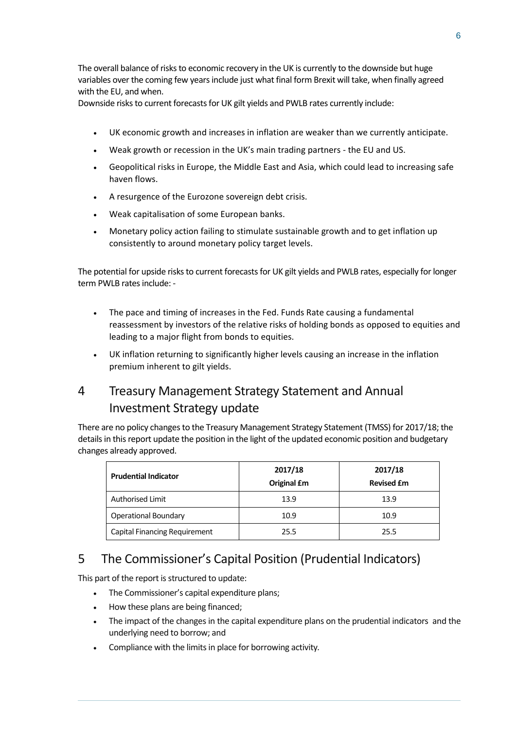The overall balance of risks to economic recovery in the UK is currently to the downside but huge variables over the coming few years include just what final form Brexit will take, when finally agreed with the EU, and when.

Downside risks to current forecasts for UK gilt yields and PWLB rates currently include:

- UK economic growth and increases in inflation are weaker than we currently anticipate.
- Weak growth or recession in the UK's main trading partners - the EU and US.
- Geopolitical risks in Europe, the Middle East and Asia, which could lead to increasing safe haven flows.
- A resurgence of the Eurozone sovereign debt crisis.
- Weak capitalisation of some European banks.
- Monetary policy action failing to stimulate sustainable growth and to get inflation up consistently to around monetary policy target levels.

The potential for upside risks to current forecasts for UK gilt yields and PWLB rates, especially for longer term PWLB rates include: -

- The pace and timing of increases in the Fed. Funds Rate causing a fundamental reassessment by investors of the relative risks of holding bonds as opposed to equities and leading to a major flight from bonds to equities.
- UK inflation returning to significantly higher levels causing an increase in the inflation premium inherent to gilt yields.

# 4 Treasury Management Strategy Statement and Annual Investment Strategy update

There are no policy changes to the Treasury Management Strategy Statement (TMSS) for 2017/18; the details in this report update the position in the light of the updated economic position and budgetary changes already approved.

| Prudential Indicator | 2017/18 Original £m | 2017/18 Revised £m |
|---|---|---|
| Authorised Limit | 13.9 | 13.9 |
| Operational Boundary | 10.9 | 10.9 |
| Capital Financing Requirement | 25.5 | 25.5 |

# 5 The Commissioner's Capital Position (Prudential Indicators)

This part of the report is structured to update:

- The Commissioner's capital expenditure plans;
- How these plans are being financed;
- The impact of the changes in the capital expenditure plans on the prudential indicators and the underlying need to borrow; and
- Compliance with the limits in place for borrowing activity.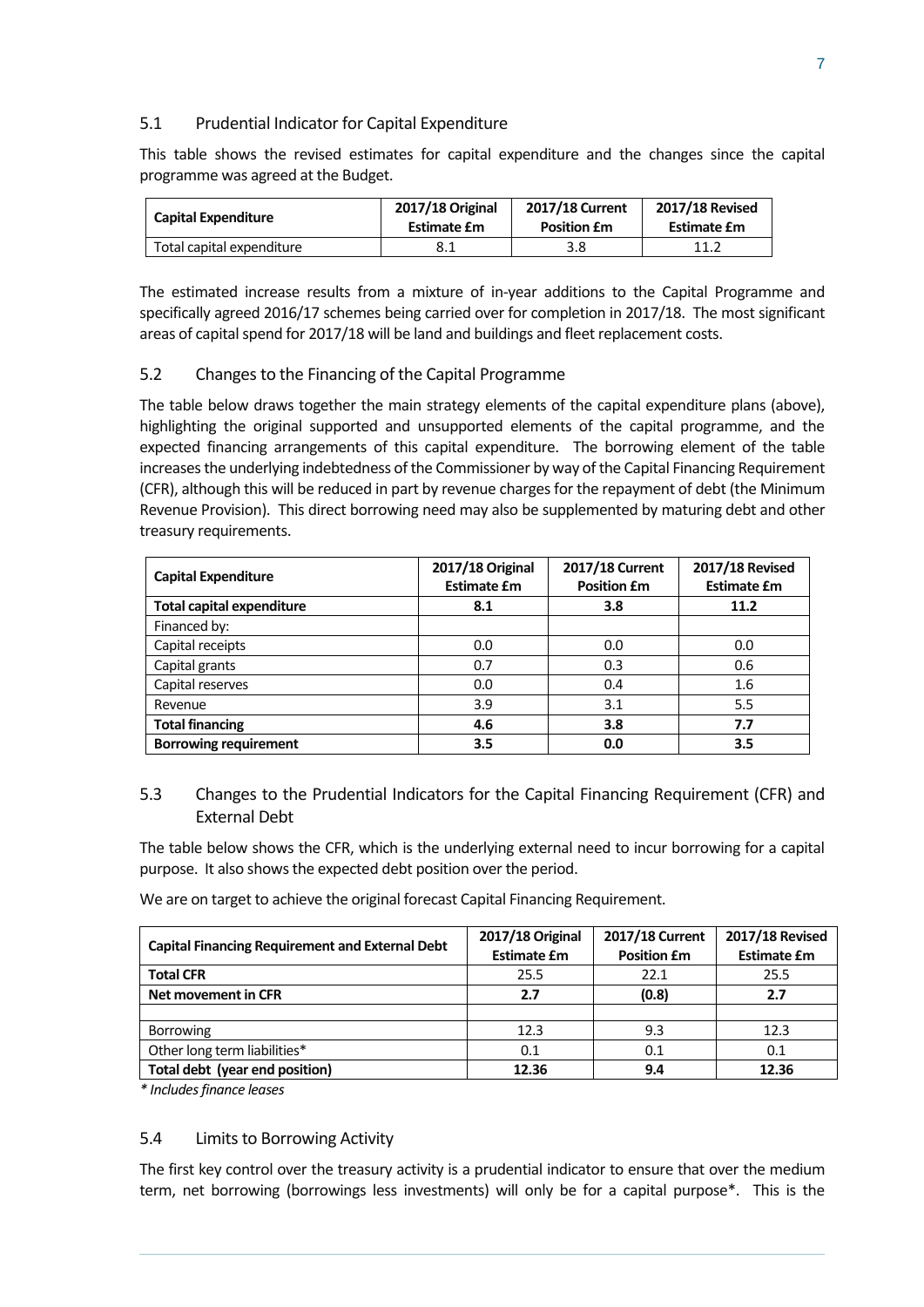## 5.1 Prudential Indicator for Capital Expenditure

This table shows the revised estimates for capital expenditure and the changes since the capital programme was agreed at the Budget.

| Capital Expenditure | 2017/18 Original Estimate £m | 2017/18 Current Position £m | 2017/18 Revised Estimate £m |
|---|---|---|---|
| Total capital expenditure | 8.1 | 3.8 | 11.2 |

The estimated increase results from a mixture of in-year additions to the Capital Programme and specifically agreed 2016/17 schemes being carried over for completion in 2017/18. The most significant areas of capital spend for 2017/18 will be land and buildings and fleet replacement costs.

## 5.2 Changes to the Financing of the Capital Programme

The table below draws together the main strategy elements of the capital expenditure plans (above), highlighting the original supported and unsupported elements of the capital programme, and the expected financing arrangements of this capital expenditure. The borrowing element of the table increases the underlying indebtedness of the Commissioner by way of the Capital Financing Requirement (CFR), although this will be reduced in part by revenue charges for the repayment of debt (the Minimum Revenue Provision). This direct borrowing need may also be supplemented by maturing debt and other treasury requirements.

| Capital Expenditure | 2017/18 Original Estimate £m | 2017/18 Current Position £m | 2017/18 Revised Estimate £m |
|---|---|---|---|
| **Total capital expenditure** | **8.1** | **3.8** | **11.2** |
| Financed by: | | | |
| Capital receipts | 0.0 | 0.0 | 0.0 |
| Capital grants | 0.7 | 0.3 | 0.6 |
| Capital reserves | 0.0 | 0.4 | 1.6 |
| Revenue | 3.9 | 3.1 | 5.5 |
| **Total financing** | **4.6** | **3.8** | **7.7** |
| **Borrowing requirement** | **3.5** | **0.0** | **3.5** |

## 5.3 Changes to the Prudential Indicators for the Capital Financing Requirement (CFR) and External Debt

The table below shows the CFR, which is the underlying external need to incur borrowing for a capital purpose. It also shows the expected debt position over the period.

We are on target to achieve the original forecast Capital Financing Requirement.

| Capital Financing Requirement and External Debt | 2017/18 Original Estimate £m | 2017/18 Current Position £m | 2017/18 Revised Estimate £m |
|---|---|---|---|
| **Total CFR** | 25.5 | 22.1 | 25.5 |
| **Net movement in CFR** | **2.7** | **(0.8)** | **2.7** |
| | | | |
| Borrowing | 12.3 | 9.3 | 12.3 |
| Other long term liabilities* | 0.1 | 0.1 | 0.1 |
| **Total debt (year end position)** | **12.36** | **9.4** | **12.36** |

*\* Includes finance leases*

## 5.4 Limits to Borrowing Activity

The first key control over the treasury activity is a prudential indicator to ensure that over the medium term, net borrowing (borrowings less investments) will only be for a capital purpose*. This is the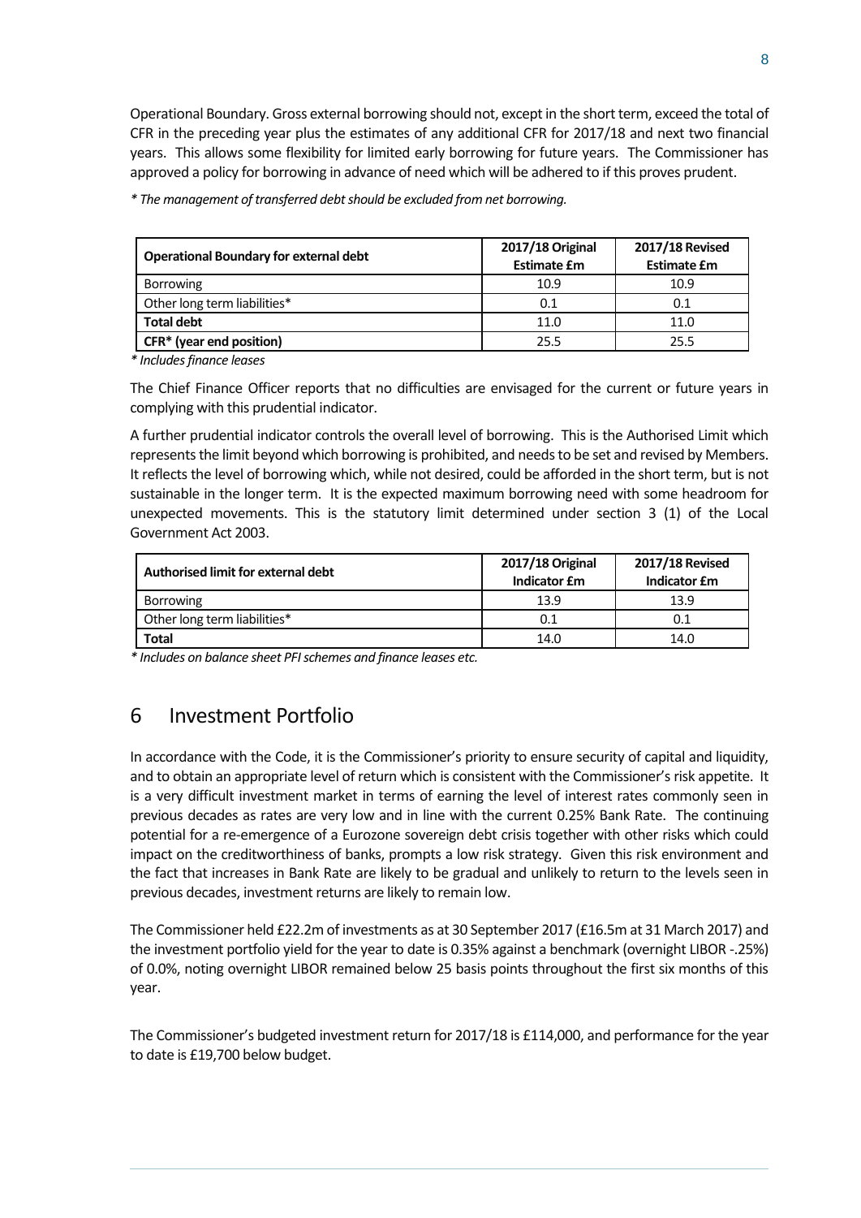Operational Boundary. Gross external borrowing should not, except in the short term, exceed the total of CFR in the preceding year plus the estimates of any additional CFR for 2017/18 and next two financial years. This allows some flexibility for limited early borrowing for future years. The Commissioner has approved a policy for borrowing in advance of need which will be adhered to if this proves prudent.

*\* The management of transferred debt should be excluded from net borrowing.*

| Operational Boundary for external debt | 2017/18 Original Estimate £m | 2017/18 Revised Estimate £m |
|---|---|---|
| Borrowing | 10.9 | 10.9 |
| Other long term liabilities* | 0.1 | 0.1 |
| **Total debt** | 11.0 | 11.0 |
| **CFR* (year end position)** | 25.5 | 25.5 |

*\* Includes finance leases*

The Chief Finance Officer reports that no difficulties are envisaged for the current or future years in complying with this prudential indicator.

A further prudential indicator controls the overall level of borrowing. This is the Authorised Limit which represents the limit beyond which borrowing is prohibited, and needs to be set and revised by Members. It reflects the level of borrowing which, while not desired, could be afforded in the short term, but is not sustainable in the longer term. It is the expected maximum borrowing need with some headroom for unexpected movements. This is the statutory limit determined under section 3 (1) of the Local Government Act 2003.

| Authorised limit for external debt | 2017/18 Original Indicator £m | 2017/18 Revised Indicator £m |
|---|---|---|
| Borrowing | 13.9 | 13.9 |
| Other long term liabilities* | 0.1 | 0.1 |
| **Total** | 14.0 | 14.0 |

*\* Includes on balance sheet PFI schemes and finance leases etc.*

# 6 Investment Portfolio

In accordance with the Code, it is the Commissioner's priority to ensure security of capital and liquidity, and to obtain an appropriate level of return which is consistent with the Commissioner's risk appetite. It is a very difficult investment market in terms of earning the level of interest rates commonly seen in previous decades as rates are very low and in line with the current 0.25% Bank Rate. The continuing potential for a re-emergence of a Eurozone sovereign debt crisis together with other risks which could impact on the creditworthiness of banks, prompts a low risk strategy. Given this risk environment and the fact that increases in Bank Rate are likely to be gradual and unlikely to return to the levels seen in previous decades, investment returns are likely to remain low.

The Commissioner held £22.2m of investments as at 30 September 2017 (£16.5m at 31 March 2017) and the investment portfolio yield for the year to date is 0.35% against a benchmark (overnight LIBOR -.25%) of 0.0%, noting overnight LIBOR remained below 25 basis points throughout the first six months of this year.

The Commissioner's budgeted investment return for 2017/18 is £114,000, and performance for the year to date is £19,700 below budget.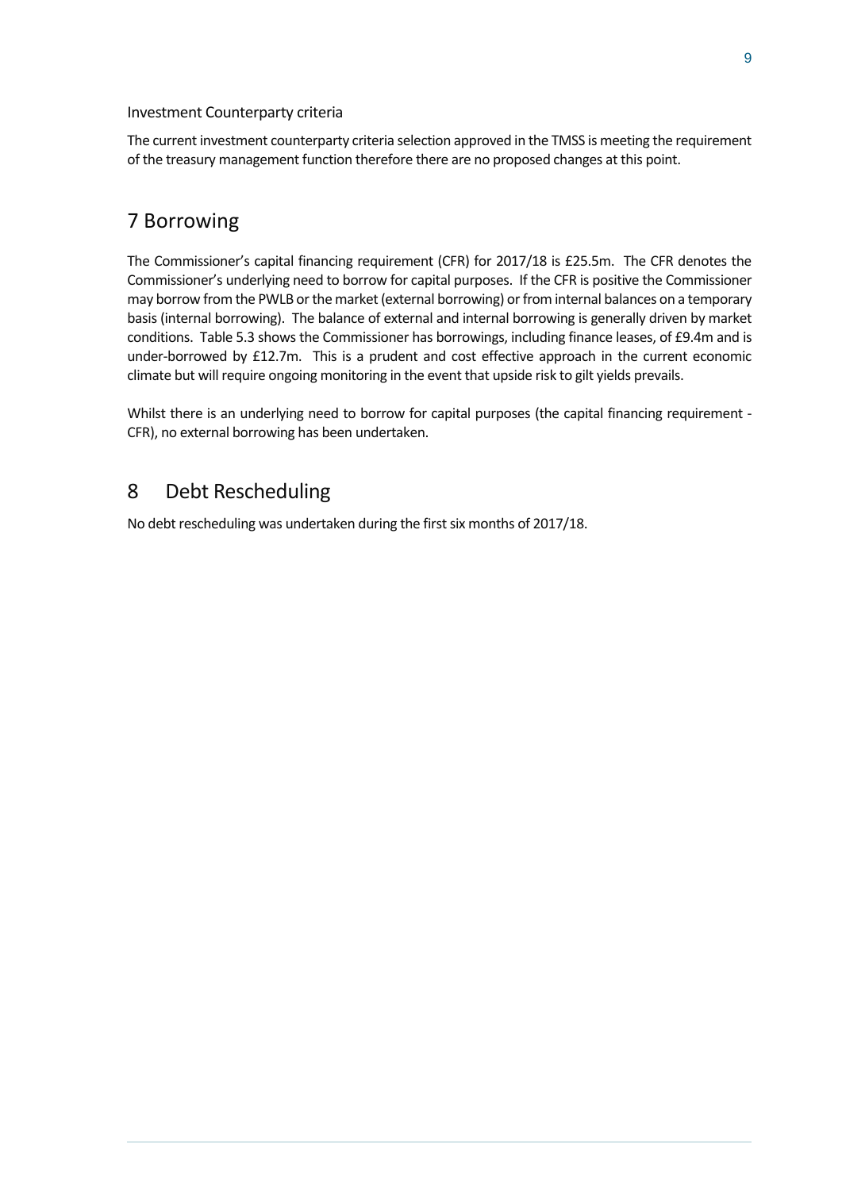Investment Counterparty criteria

The current investment counterparty criteria selection approved in the TMSS is meeting the requirement of the treasury management function therefore there are no proposed changes at this point.

# 7 Borrowing

The Commissioner's capital financing requirement (CFR) for 2017/18 is £25.5m. The CFR denotes the Commissioner's underlying need to borrow for capital purposes. If the CFR is positive the Commissioner may borrow from the PWLB or the market (external borrowing) or from internal balances on a temporary basis (internal borrowing). The balance of external and internal borrowing is generally driven by market conditions. Table 5.3 shows the Commissioner has borrowings, including finance leases, of £9.4m and is under-borrowed by £12.7m. This is a prudent and cost effective approach in the current economic climate but will require ongoing monitoring in the event that upside risk to gilt yields prevails.

Whilst there is an underlying need to borrow for capital purposes (the capital financing requirement - CFR), no external borrowing has been undertaken.

# 8 Debt Rescheduling

No debt rescheduling was undertaken during the first six months of 2017/18.